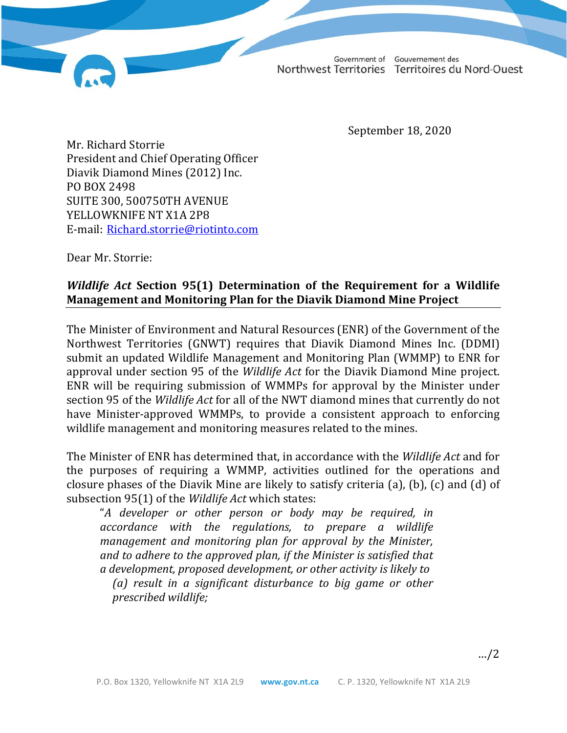September 18, 2020

Mr. Richard Storrie
President and Chief Operating Officer
Diavik Diamond Mines (2012) Inc.
PO BOX 2498
SUITE 300, 500750TH AVENUE
YELLOWKNIFE NT X1A 2P8
E-mail: Richard.storrie@riotinto.com

Dear Mr. Storrie:

**_Wildlife Act_ Section 95(1) Determination of the Requirement for a Wildlife Management and Monitoring Plan for the Diavik Diamond Mine Project**

The Minister of Environment and Natural Resources (ENR) of the Government of the Northwest Territories (GNWT) requires that Diavik Diamond Mines Inc. (DDMI) submit an updated Wildlife Management and Monitoring Plan (WMMP) to ENR for approval under section 95 of the *Wildlife Act* for the Diavik Diamond Mine project. ENR will be requiring submission of WMMPs for approval by the Minister under section 95 of the *Wildlife Act* for all of the NWT diamond mines that currently do not have Minister-approved WMMPs, to provide a consistent approach to enforcing wildlife management and monitoring measures related to the mines.

The Minister of ENR has determined that, in accordance with the *Wildlife Act* and for the purposes of requiring a WMMP, activities outlined for the operations and closure phases of the Diavik Mine are likely to satisfy criteria (a), (b), (c) and (d) of subsection 95(1) of the *Wildlife Act* which states:

> "*A developer or other person or body may be required, in accordance with the regulations, to prepare a wildlife management and monitoring plan for approval by the Minister, and to adhere to the approved plan, if the Minister is satisfied that a development, proposed development, or other activity is likely to*
>
> *(a) result in a significant disturbance to big game or other prescribed wildlife;*

…/2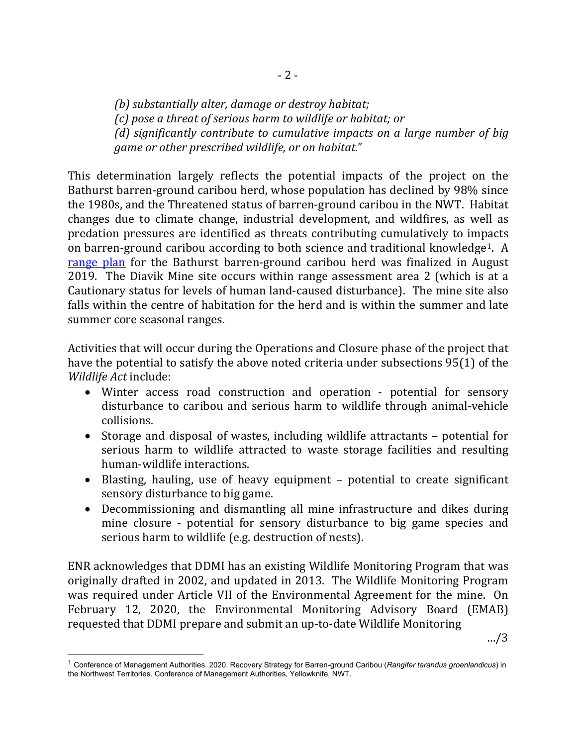*(b) substantially alter, damage or destroy habitat;*
*(c) pose a threat of serious harm to wildlife or habitat; or*
*(d) significantly contribute to cumulative impacts on a large number of big game or other prescribed wildlife, or on habitat.*"

This determination largely reflects the potential impacts of the project on the Bathurst barren-ground caribou herd, whose population has declined by 98% since the 1980s, and the Threatened status of barren-ground caribou in the NWT. Habitat changes due to climate change, industrial development, and wildfires, as well as predation pressures are identified as threats contributing cumulatively to impacts on barren-ground caribou according to both science and traditional knowledge[1]. A range plan for the Bathurst barren-ground caribou herd was finalized in August 2019. The Diavik Mine site occurs within range assessment area 2 (which is at a Cautionary status for levels of human land-caused disturbance). The mine site also falls within the centre of habitation for the herd and is within the summer and late summer core seasonal ranges.

Activities that will occur during the Operations and Closure phase of the project that have the potential to satisfy the above noted criteria under subsections 95(1) of the *Wildlife Act* include:

- Winter access road construction and operation - potential for sensory disturbance to caribou and serious harm to wildlife through animal-vehicle collisions.
- Storage and disposal of wastes, including wildlife attractants – potential for serious harm to wildlife attracted to waste storage facilities and resulting human-wildlife interactions.
- Blasting, hauling, use of heavy equipment – potential to create significant sensory disturbance to big game.
- Decommissioning and dismantling all mine infrastructure and dikes during mine closure - potential for sensory disturbance to big game species and serious harm to wildlife (e.g. destruction of nests).

ENR acknowledges that DDMI has an existing Wildlife Monitoring Program that was originally drafted in 2002, and updated in 2013. The Wildlife Monitoring Program was required under Article VII of the Environmental Agreement for the mine. On February 12, 2020, the Environmental Monitoring Advisory Board (EMAB) requested that DDMI prepare and submit an up-to-date Wildlife Monitoring

…/3

[1] Conference of Management Authorities. 2020. Recovery Strategy for Barren-ground Caribou (*Rangifer tarandus groenlandicus*) in the Northwest Territories. Conference of Management Authorities, Yellowknife, NWT.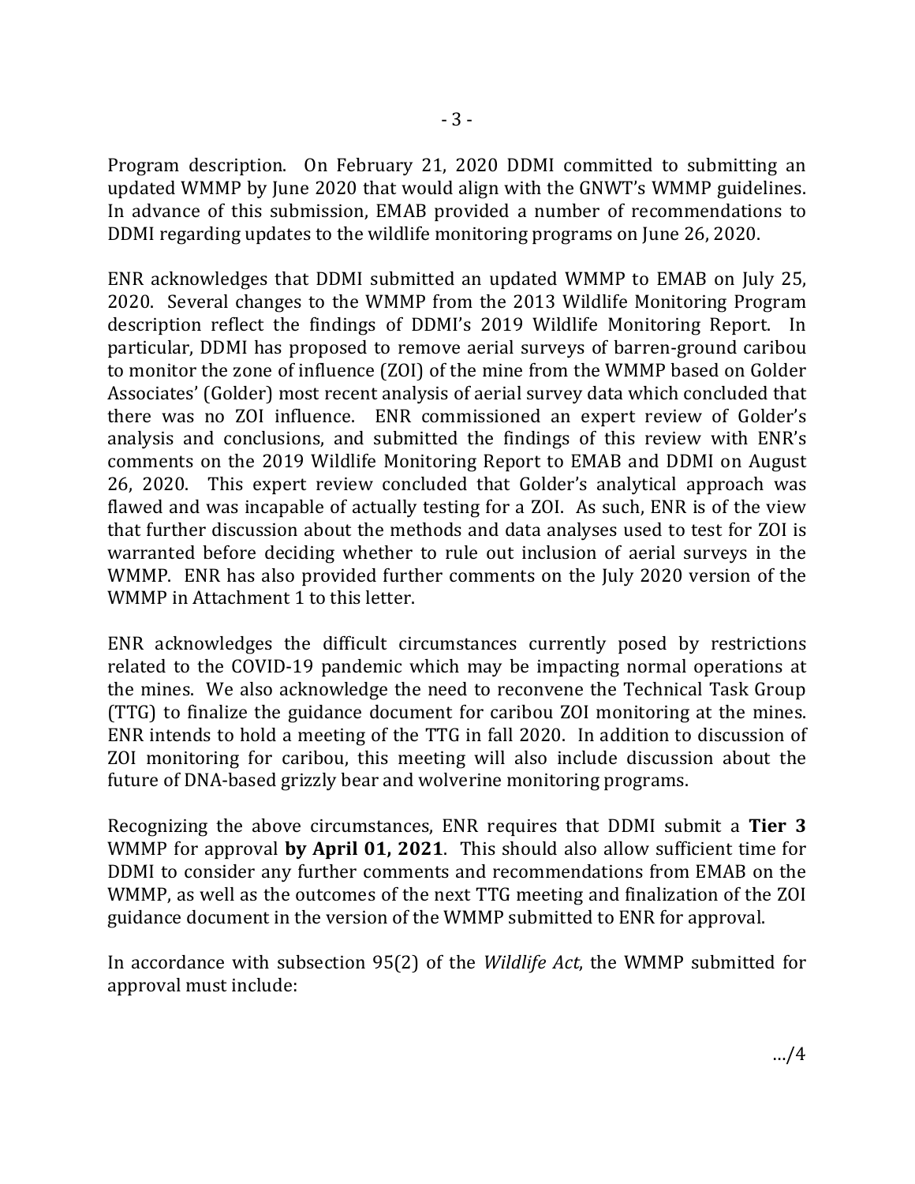Program description. On February 21, 2020 DDMI committed to submitting an updated WMMP by June 2020 that would align with the GNWT's WMMP guidelines. In advance of this submission, EMAB provided a number of recommendations to DDMI regarding updates to the wildlife monitoring programs on June 26, 2020.

ENR acknowledges that DDMI submitted an updated WMMP to EMAB on July 25, 2020. Several changes to the WMMP from the 2013 Wildlife Monitoring Program description reflect the findings of DDMI's 2019 Wildlife Monitoring Report. In particular, DDMI has proposed to remove aerial surveys of barren-ground caribou to monitor the zone of influence (ZOI) of the mine from the WMMP based on Golder Associates' (Golder) most recent analysis of aerial survey data which concluded that there was no ZOI influence. ENR commissioned an expert review of Golder's analysis and conclusions, and submitted the findings of this review with ENR's comments on the 2019 Wildlife Monitoring Report to EMAB and DDMI on August 26, 2020. This expert review concluded that Golder's analytical approach was flawed and was incapable of actually testing for a ZOI. As such, ENR is of the view that further discussion about the methods and data analyses used to test for ZOI is warranted before deciding whether to rule out inclusion of aerial surveys in the WMMP. ENR has also provided further comments on the July 2020 version of the WMMP in Attachment 1 to this letter.

ENR acknowledges the difficult circumstances currently posed by restrictions related to the COVID-19 pandemic which may be impacting normal operations at the mines. We also acknowledge the need to reconvene the Technical Task Group (TTG) to finalize the guidance document for caribou ZOI monitoring at the mines. ENR intends to hold a meeting of the TTG in fall 2020. In addition to discussion of ZOI monitoring for caribou, this meeting will also include discussion about the future of DNA-based grizzly bear and wolverine monitoring programs.

Recognizing the above circumstances, ENR requires that DDMI submit a **Tier 3** WMMP for approval **by April 01, 2021**. This should also allow sufficient time for DDMI to consider any further comments and recommendations from EMAB on the WMMP, as well as the outcomes of the next TTG meeting and finalization of the ZOI guidance document in the version of the WMMP submitted to ENR for approval.

In accordance with subsection 95(2) of the *Wildlife Act*, the WMMP submitted for approval must include:

…/4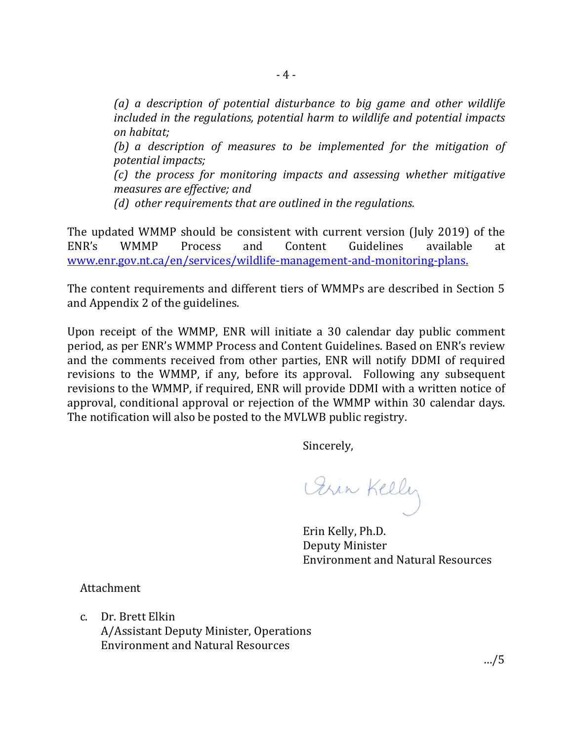*(a) a description of potential disturbance to big game and other wildlife included in the regulations, potential harm to wildlife and potential impacts on habitat;*

*(b) a description of measures to be implemented for the mitigation of potential impacts;*

*(c) the process for monitoring impacts and assessing whether mitigative measures are effective; and*

*(d) other requirements that are outlined in the regulations.*

The updated WMMP should be consistent with current version (July 2019) of the ENR's WMMP Process and Content Guidelines available at [www.enr.gov.nt.ca/en/services/wildlife-management-and-monitoring-plans.](http://www.enr.gov.nt.ca/en/services/wildlife-management-and-monitoring-plans)

The content requirements and different tiers of WMMPs are described in Section 5 and Appendix 2 of the guidelines.

Upon receipt of the WMMP, ENR will initiate a 30 calendar day public comment period, as per ENR's WMMP Process and Content Guidelines. Based on ENR's review and the comments received from other parties, ENR will notify DDMI of required revisions to the WMMP, if any, before its approval. Following any subsequent revisions to the WMMP, if required, ENR will provide DDMI with a written notice of approval, conditional approval or rejection of the WMMP within 30 calendar days. The notification will also be posted to the MVLWB public registry.

Sincerely,

Erin Kelly

Erin Kelly, Ph.D.
Deputy Minister
Environment and Natural Resources

Attachment

c. Dr. Brett Elkin
A/Assistant Deputy Minister, Operations
Environment and Natural Resources

…/5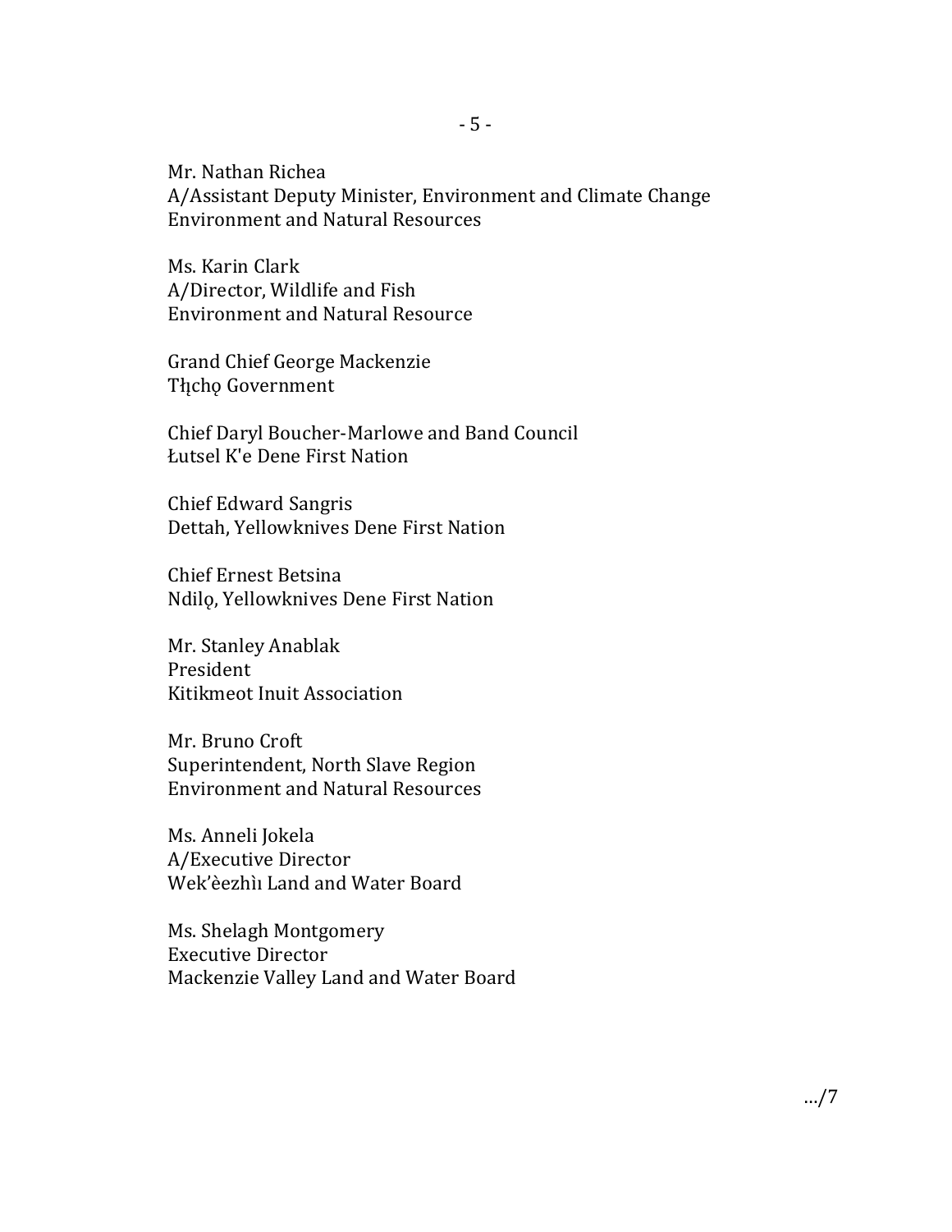Mr. Nathan Richea
A/Assistant Deputy Minister, Environment and Climate Change
Environment and Natural Resources

Ms. Karin Clark
A/Director, Wildlife and Fish
Environment and Natural Resource

Grand Chief George Mackenzie
Tłı̨chǫ Government

Chief Daryl Boucher-Marlowe and Band Council
Łutsel K'e Dene First Nation

Chief Edward Sangris
Dettah, Yellowknives Dene First Nation

Chief Ernest Betsina
Ndilǫ, Yellowknives Dene First Nation

Mr. Stanley Anablak
President
Kitikmeot Inuit Association

Mr. Bruno Croft
Superintendent, North Slave Region
Environment and Natural Resources

Ms. Anneli Jokela
A/Executive Director
Wek'èezhìı Land and Water Board

Ms. Shelagh Montgomery
Executive Director
Mackenzie Valley Land and Water Board

…/7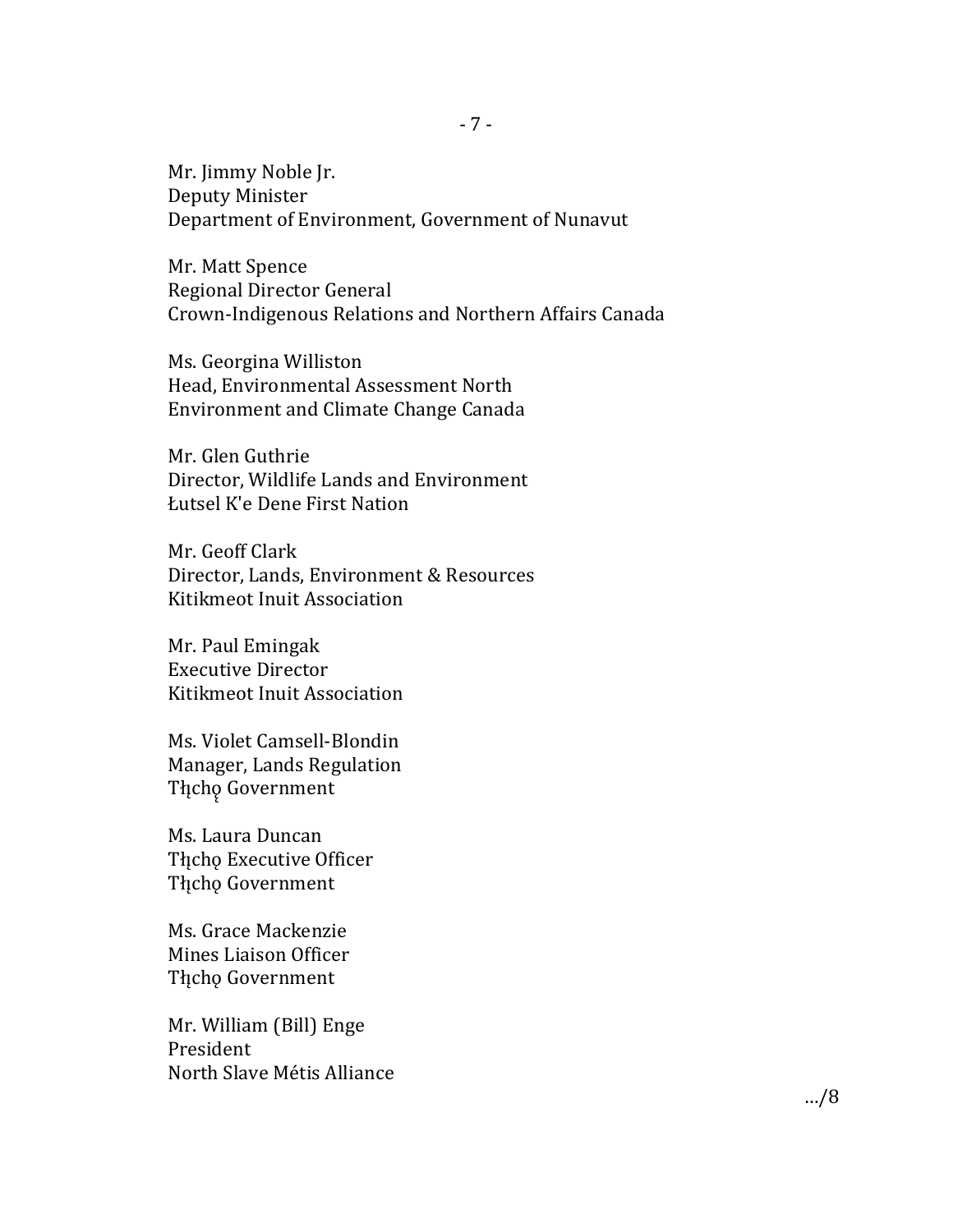Mr. Jimmy Noble Jr.
Deputy Minister
Department of Environment, Government of Nunavut

Mr. Matt Spence
Regional Director General
Crown-Indigenous Relations and Northern Affairs Canada

Ms. Georgina Williston
Head, Environmental Assessment North
Environment and Climate Change Canada

Mr. Glen Guthrie
Director, Wildlife Lands and Environment
Łutsel K'e Dene First Nation

Mr. Geoff Clark
Director, Lands, Environment & Resources
Kitikmeot Inuit Association

Mr. Paul Emingak
Executive Director
Kitikmeot Inuit Association

Ms. Violet Camsell-Blondin
Manager, Lands Regulation
Tłı̨chǫ Government

Ms. Laura Duncan
Tłı̨chǫ Executive Officer
Tłı̨chǫ Government

Ms. Grace Mackenzie
Mines Liaison Officer
Tłı̨chǫ Government

Mr. William (Bill) Enge
President
North Slave Métis Alliance

…/8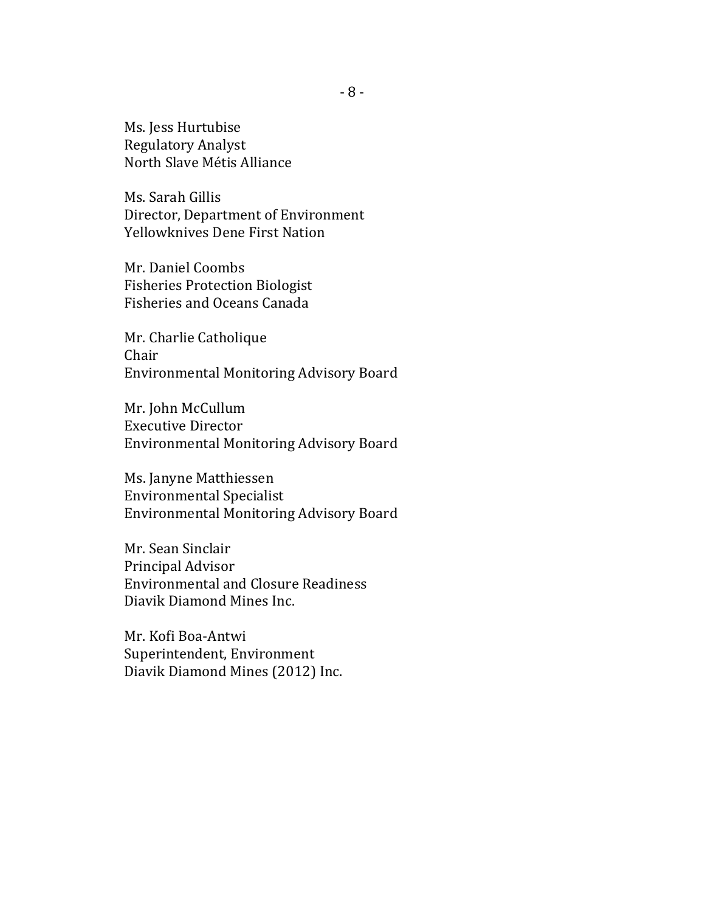Ms. Jess Hurtubise
Regulatory Analyst
North Slave Métis Alliance

Ms. Sarah Gillis
Director, Department of Environment
Yellowknives Dene First Nation

Mr. Daniel Coombs
Fisheries Protection Biologist
Fisheries and Oceans Canada

Mr. Charlie Catholique
Chair
Environmental Monitoring Advisory Board

Mr. John McCullum
Executive Director
Environmental Monitoring Advisory Board

Ms. Janyne Matthiessen
Environmental Specialist
Environmental Monitoring Advisory Board

Mr. Sean Sinclair
Principal Advisor
Environmental and Closure Readiness
Diavik Diamond Mines Inc.

Mr. Kofi Boa-Antwi
Superintendent, Environment
Diavik Diamond Mines (2012) Inc.